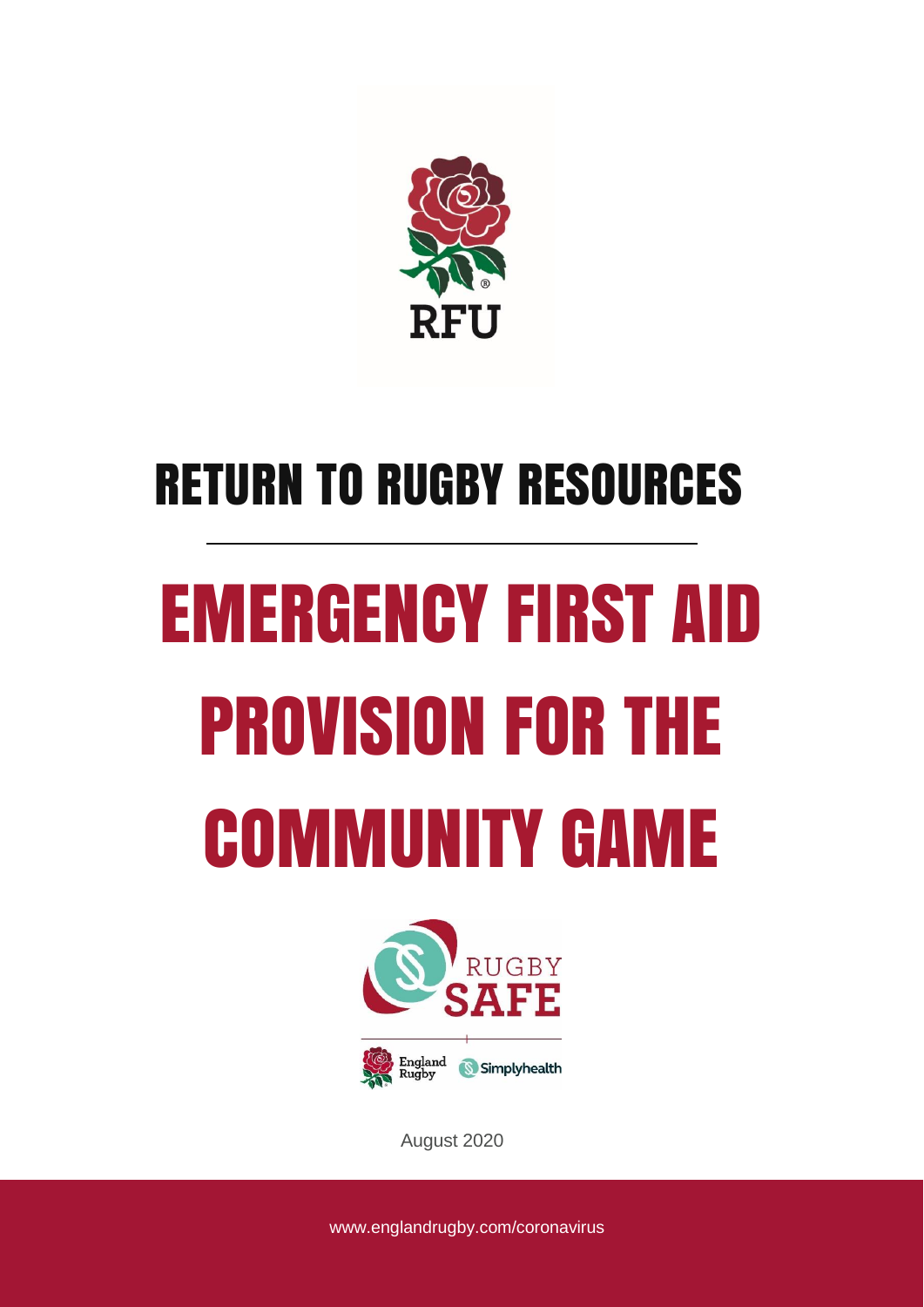RFU

# RETURN TO RUGBY RESOURCES

# EMERGENCY FIRST AID PROVISION FOR THE COMMUNITY GAME

RUGBY SAFE

England Rugby Simplyhealth

August 2020

www.englandrugby.com/coronavirus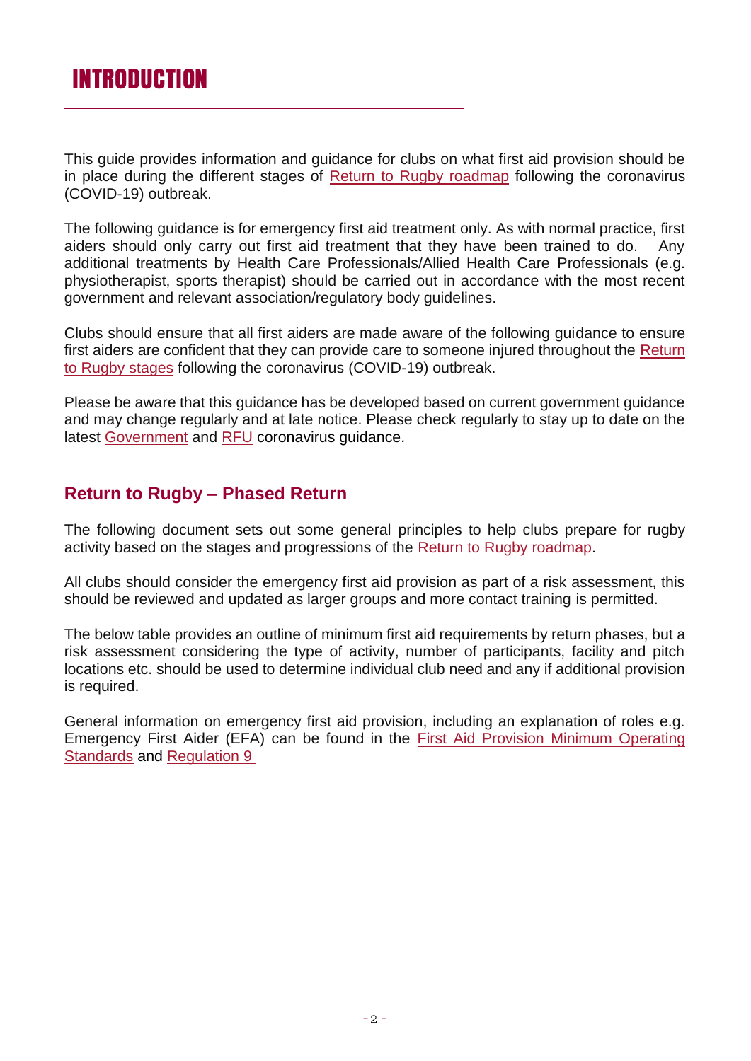# INTRODUCTION

This guide provides information and guidance for clubs on what first aid provision should be in place during the different stages of Return to Rugby roadmap following the coronavirus (COVID-19) outbreak.

The following guidance is for emergency first aid treatment only. As with normal practice, first aiders should only carry out first aid treatment that they have been trained to do. Any additional treatments by Health Care Professionals/Allied Health Care Professionals (e.g. physiotherapist, sports therapist) should be carried out in accordance with the most recent government and relevant association/regulatory body guidelines.

Clubs should ensure that all first aiders are made aware of the following guidance to ensure first aiders are confident that they can provide care to someone injured throughout the Return to Rugby stages following the coronavirus (COVID-19) outbreak.

Please be aware that this guidance has be developed based on current government guidance and may change regularly and at late notice. Please check regularly to stay up to date on the latest Government and RFU coronavirus guidance.

## Return to Rugby – Phased Return

The following document sets out some general principles to help clubs prepare for rugby activity based on the stages and progressions of the Return to Rugby roadmap.

All clubs should consider the emergency first aid provision as part of a risk assessment, this should be reviewed and updated as larger groups and more contact training is permitted.

The below table provides an outline of minimum first aid requirements by return phases, but a risk assessment considering the type of activity, number of participants, facility and pitch locations etc. should be used to determine individual club need and any if additional provision is required.

General information on emergency first aid provision, including an explanation of roles e.g. Emergency First Aider (EFA) can be found in the First Aid Provision Minimum Operating Standards and Regulation 9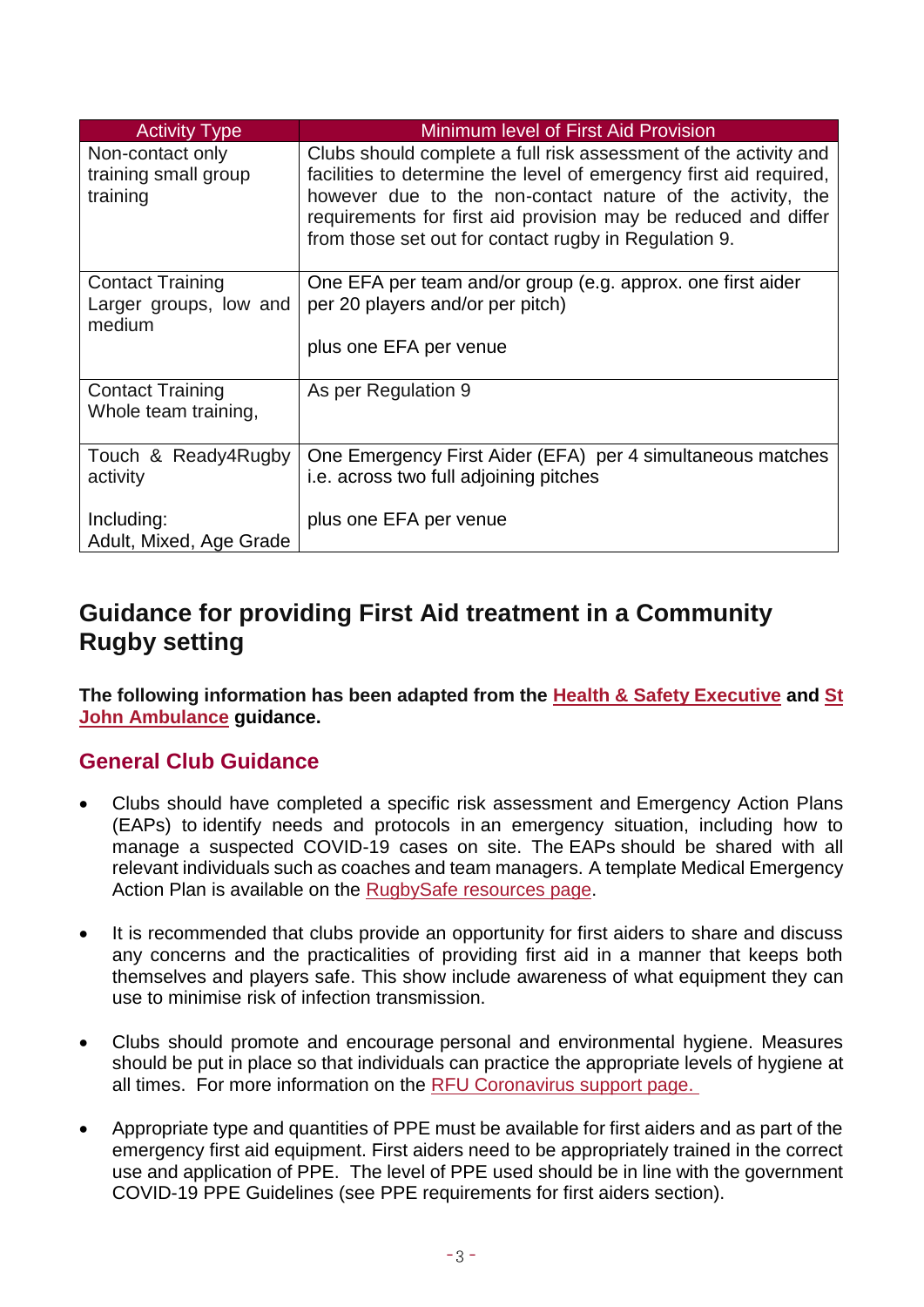| Activity Type | Minimum level of First Aid Provision |
|---|---|
| Non-contact only training small group training | Clubs should complete a full risk assessment of the activity and facilities to determine the level of emergency first aid required, however due to the non-contact nature of the activity, the requirements for first aid provision may be reduced and differ from those set out for contact rugby in Regulation 9. |
| Contact Training Larger groups, low and medium | One EFA per team and/or group (e.g. approx. one first aider per 20 players and/or per pitch)<br><br>plus one EFA per venue |
| Contact Training Whole team training, | As per Regulation 9 |
| Touch & Ready4Rugby activity<br><br>Including:<br>Adult, Mixed, Age Grade | One Emergency First Aider (EFA) per 4 simultaneous matches i.e. across two full adjoining pitches<br><br>plus one EFA per venue |

## Guidance for providing First Aid treatment in a Community Rugby setting

**The following information has been adapted from the Health & Safety Executive and St John Ambulance guidance.**

### General Club Guidance

- Clubs should have completed a specific risk assessment and Emergency Action Plans (EAPs) to identify needs and protocols in an emergency situation, including how to manage a suspected COVID-19 cases on site. The EAPs should be shared with all relevant individuals such as coaches and team managers. A template Medical Emergency Action Plan is available on the RugbySafe resources page.

- It is recommended that clubs provide an opportunity for first aiders to share and discuss any concerns and the practicalities of providing first aid in a manner that keeps both themselves and players safe. This show include awareness of what equipment they can use to minimise risk of infection transmission.

- Clubs should promote and encourage personal and environmental hygiene. Measures should be put in place so that individuals can practice the appropriate levels of hygiene at all times. For more information on the RFU Coronavirus support page.

- Appropriate type and quantities of PPE must be available for first aiders and as part of the emergency first aid equipment. First aiders need to be appropriately trained in the correct use and application of PPE. The level of PPE used should be in line with the government COVID-19 PPE Guidelines (see PPE requirements for first aiders section).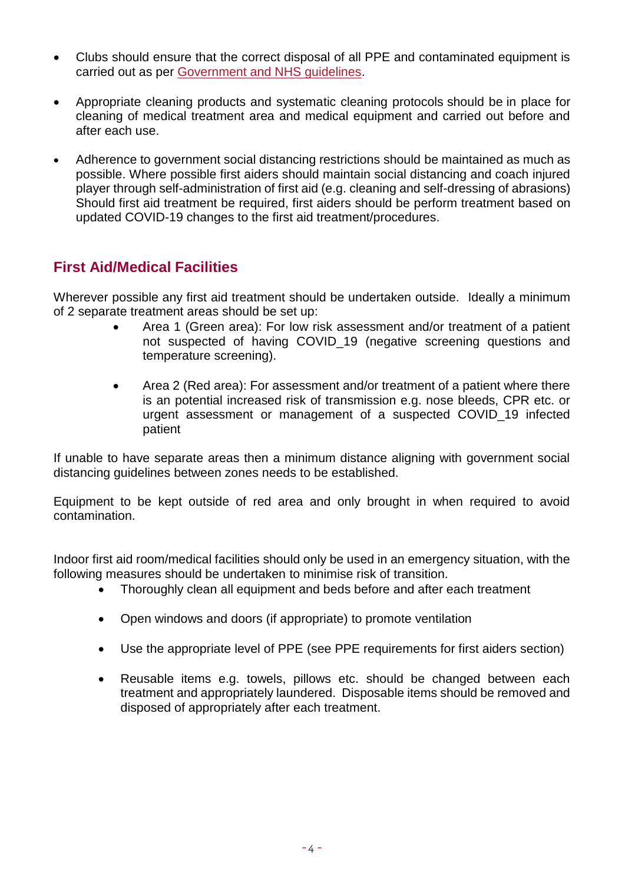- Clubs should ensure that the correct disposal of all PPE and contaminated equipment is carried out as per [Government and NHS guidelines](#).

- Appropriate cleaning products and systematic cleaning protocols should be in place for cleaning of medical treatment area and medical equipment and carried out before and after each use.

- Adherence to government social distancing restrictions should be maintained as much as possible. Where possible first aiders should maintain social distancing and coach injured player through self-administration of first aid (e.g. cleaning and self-dressing of abrasions) Should first aid treatment be required, first aiders should be perform treatment based on updated COVID-19 changes to the first aid treatment/procedures.

## First Aid/Medical Facilities

Wherever possible any first aid treatment should be undertaken outside. Ideally a minimum of 2 separate treatment areas should be set up:

- Area 1 (Green area): For low risk assessment and/or treatment of a patient not suspected of having COVID_19 (negative screening questions and temperature screening).

- Area 2 (Red area): For assessment and/or treatment of a patient where there is an potential increased risk of transmission e.g. nose bleeds, CPR etc. or urgent assessment or management of a suspected COVID_19 infected patient

If unable to have separate areas then a minimum distance aligning with government social distancing guidelines between zones needs to be established.

Equipment to be kept outside of red area and only brought in when required to avoid contamination.

Indoor first aid room/medical facilities should only be used in an emergency situation, with the following measures should be undertaken to minimise risk of transition.

- Thoroughly clean all equipment and beds before and after each treatment

- Open windows and doors (if appropriate) to promote ventilation

- Use the appropriate level of PPE (see PPE requirements for first aiders section)

- Reusable items e.g. towels, pillows etc. should be changed between each treatment and appropriately laundered. Disposable items should be removed and disposed of appropriately after each treatment.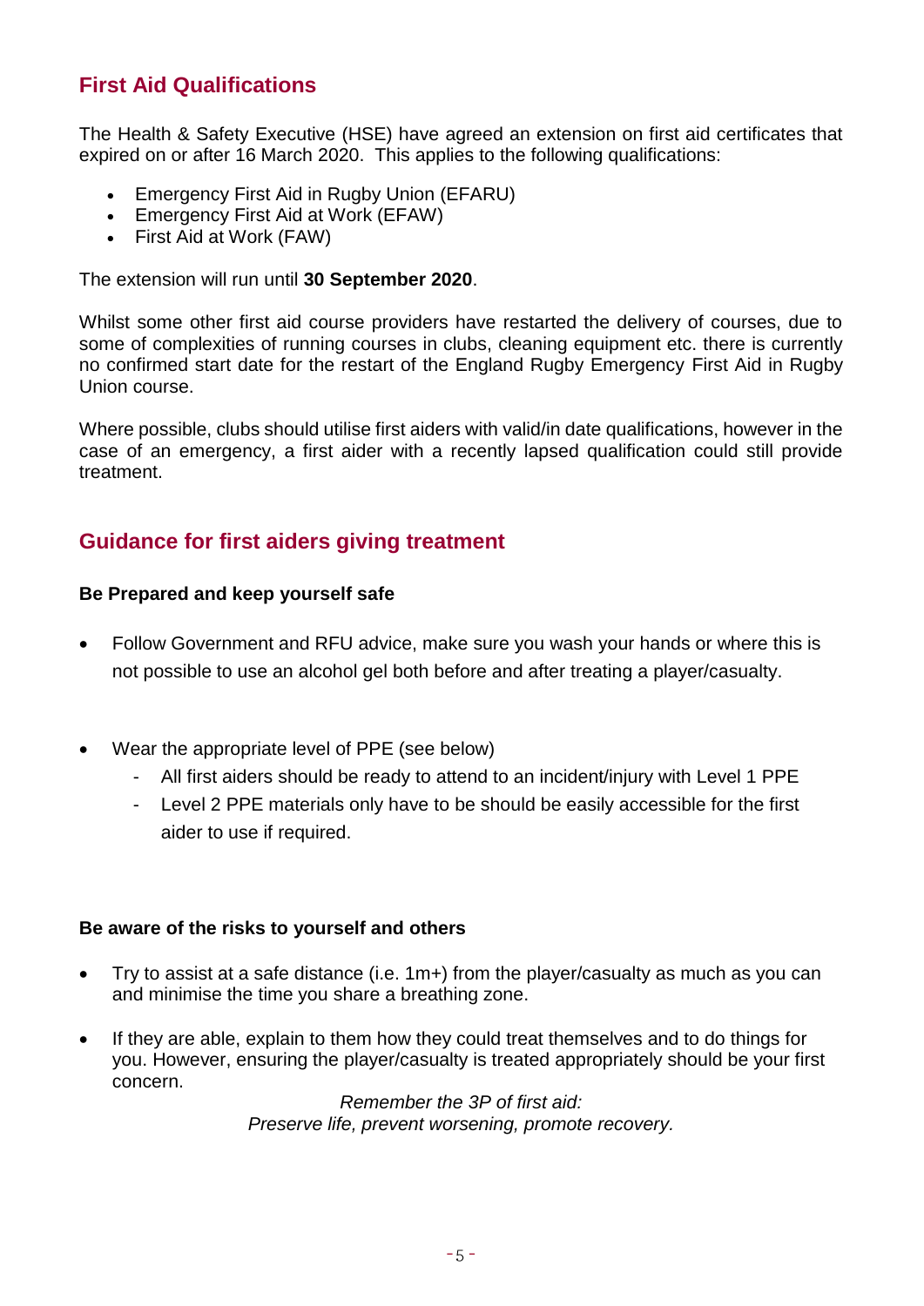## First Aid Qualifications

The Health & Safety Executive (HSE) have agreed an extension on first aid certificates that expired on or after 16 March 2020. This applies to the following qualifications:

- Emergency First Aid in Rugby Union (EFARU)
- Emergency First Aid at Work (EFAW)
- First Aid at Work (FAW)

The extension will run until **30 September 2020**.

Whilst some other first aid course providers have restarted the delivery of courses, due to some of complexities of running courses in clubs, cleaning equipment etc. there is currently no confirmed start date for the restart of the England Rugby Emergency First Aid in Rugby Union course.

Where possible, clubs should utilise first aiders with valid/in date qualifications, however in the case of an emergency, a first aider with a recently lapsed qualification could still provide treatment.

## Guidance for first aiders giving treatment

**Be Prepared and keep yourself safe**

- Follow Government and RFU advice, make sure you wash your hands or where this is not possible to use an alcohol gel both before and after treating a player/casualty.

- Wear the appropriate level of PPE (see below)
  - All first aiders should be ready to attend to an incident/injury with Level 1 PPE
  - Level 2 PPE materials only have to be should be easily accessible for the first aider to use if required.

**Be aware of the risks to yourself and others**

- Try to assist at a safe distance (i.e. 1m+) from the player/casualty as much as you can and minimise the time you share a breathing zone.

- If they are able, explain to them how they could treat themselves and to do things for you. However, ensuring the player/casualty is treated appropriately should be your first concern.

*Remember the 3P of first aid:*
*Preserve life, prevent worsening, promote recovery.*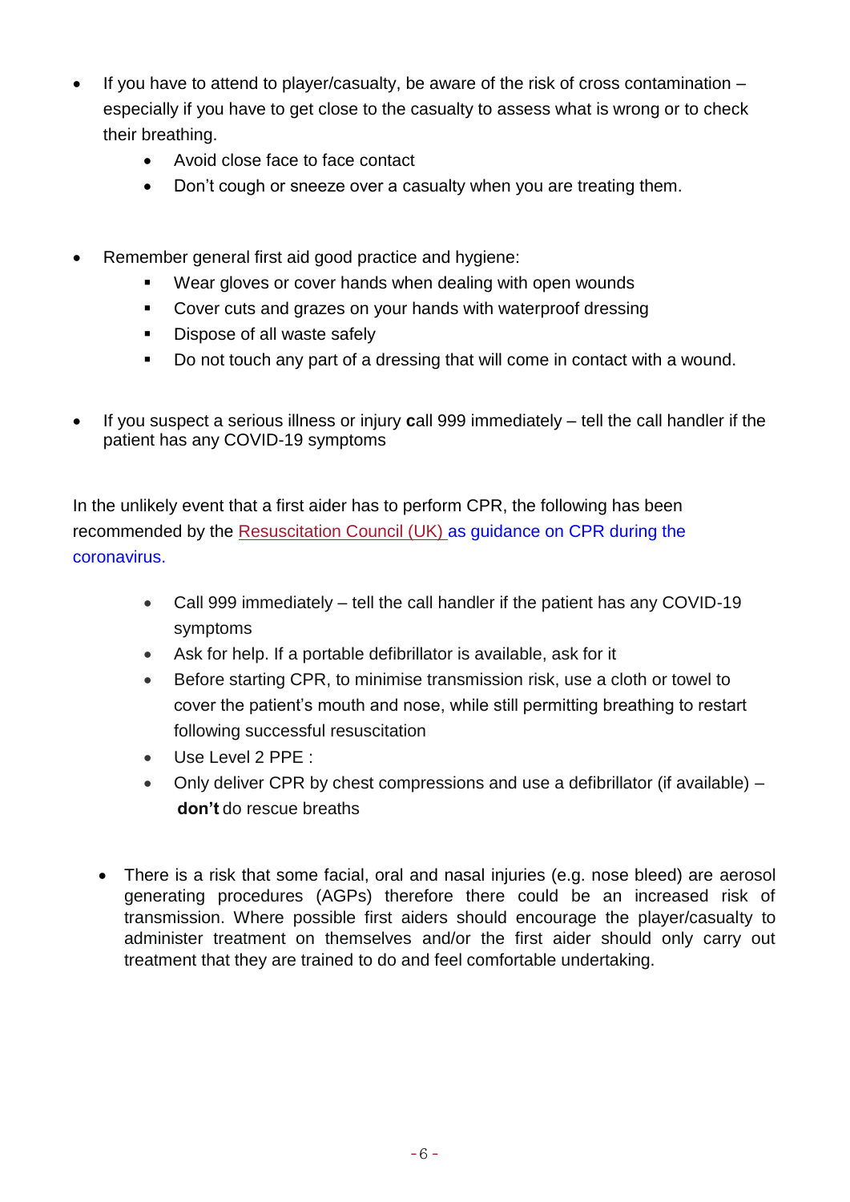- If you have to attend to player/casualty, be aware of the risk of cross contamination – especially if you have to get close to the casualty to assess what is wrong or to check their breathing.
  - Avoid close face to face contact
  - Don't cough or sneeze over a casualty when you are treating them.

- Remember general first aid good practice and hygiene:
  - Wear gloves or cover hands when dealing with open wounds
  - Cover cuts and grazes on your hands with waterproof dressing
  - Dispose of all waste safely
  - Do not touch any part of a dressing that will come in contact with a wound.

- If you suspect a serious illness or injury **c**all 999 immediately – tell the call handler if the patient has any COVID-19 symptoms

In the unlikely event that a first aider has to perform CPR, the following has been recommended by the Resuscitation Council (UK) as guidance on CPR during the coronavirus.

- Call 999 immediately – tell the call handler if the patient has any COVID-19 symptoms
- Ask for help. If a portable defibrillator is available, ask for it
- Before starting CPR, to minimise transmission risk, use a cloth or towel to cover the patient's mouth and nose, while still permitting breathing to restart following successful resuscitation
- Use Level 2 PPE :
- Only deliver CPR by chest compressions and use a defibrillator (if available) – **don't** do rescue breaths

- There is a risk that some facial, oral and nasal injuries (e.g. nose bleed) are aerosol generating procedures (AGPs) therefore there could be an increased risk of transmission. Where possible first aiders should encourage the player/casualty to administer treatment on themselves and/or the first aider should only carry out treatment that they are trained to do and feel comfortable undertaking.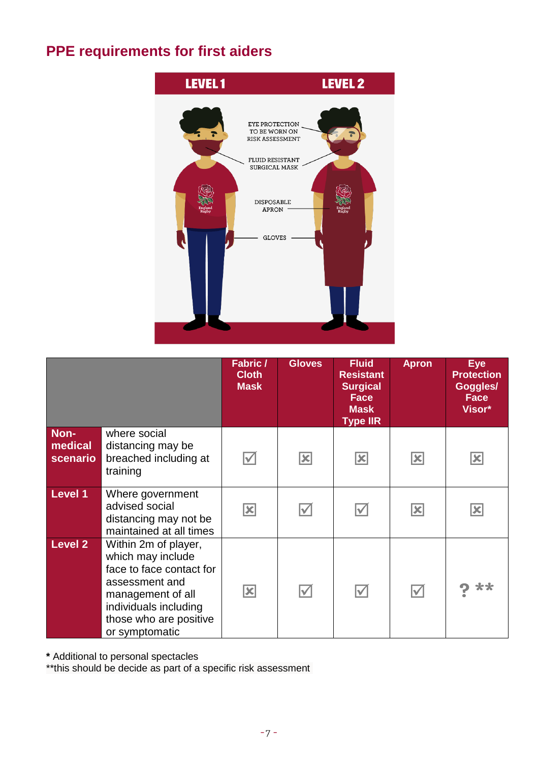## PPE requirements for first aiders

| | | Fabric / Cloth Mask | Gloves | Fluid Resistant Surgical Face Mask Type IIR | Apron | Eye Protection Goggles/ Face Visor* |
|---|---|---|---|---|---|---|
| **Non-medical scenario** | where social distancing may be breached including at training | ☑ | ☒ | ☒ | ☒ | ☒ |
| **Level 1** | Where government advised social distancing may not be maintained at all times | ☒ | ☑ | ☑ | ☒ | ☒ |
| **Level 2** | Within 2m of player, which may include face to face contact for assessment and management of all individuals including those who are positive or symptomatic | ☒ | ☑ | ☑ | ☑ | ? ** |

**\*** Additional to personal spectacles
**this should be decide as part of a specific risk assessment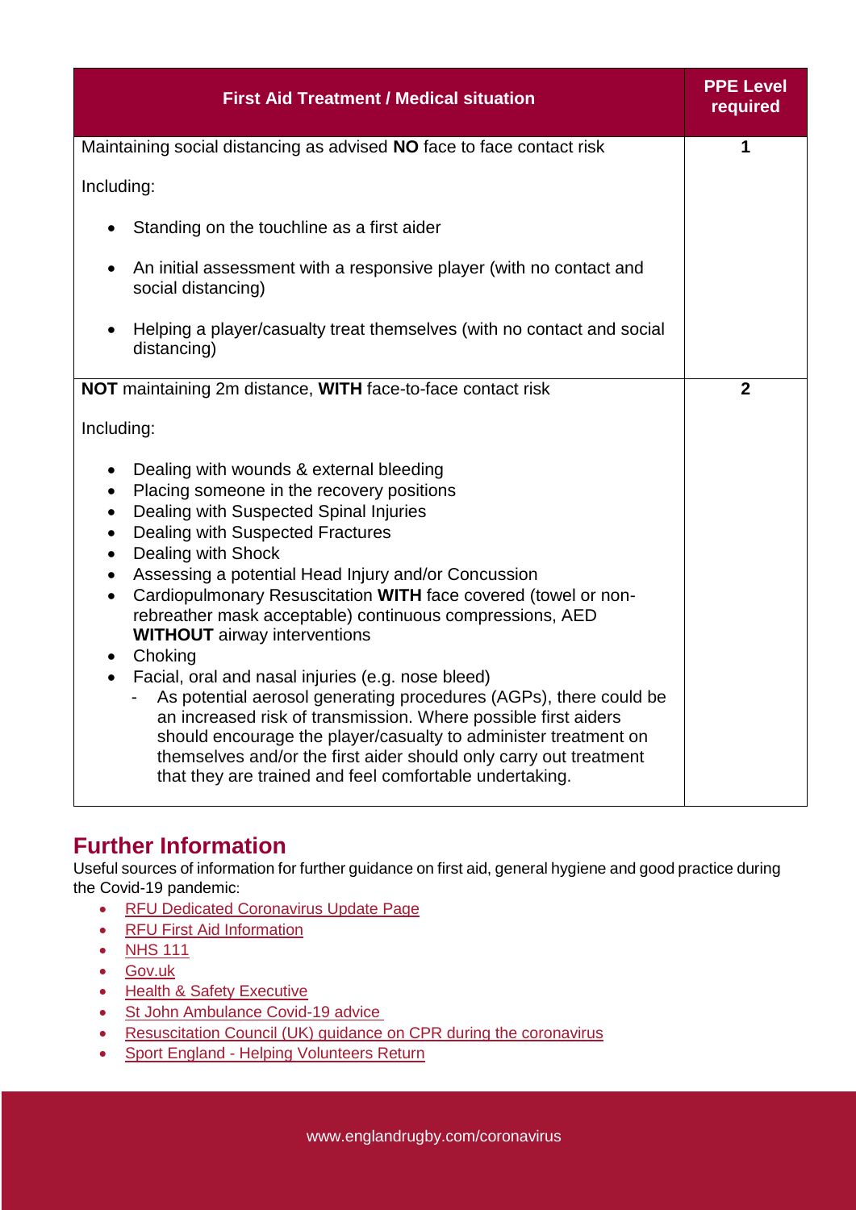| First Aid Treatment / Medical situation | PPE Level required |
|---|---|
| Maintaining social distancing as advised **NO** face to face contact risk<br><br>Including:<br><br>• Standing on the touchline as a first aider<br>• An initial assessment with a responsive player (with no contact and social distancing)<br>• Helping a player/casualty treat themselves (with no contact and social distancing) | **1** |
| **NOT** maintaining 2m distance, **WITH** face-to-face contact risk<br><br>Including:<br><br>• Dealing with wounds & external bleeding<br>• Placing someone in the recovery positions<br>• Dealing with Suspected Spinal Injuries<br>• Dealing with Suspected Fractures<br>• Dealing with Shock<br>• Assessing a potential Head Injury and/or Concussion<br>• Cardiopulmonary Resuscitation **WITH** face covered (towel or non-rebreather mask acceptable) continuous compressions, AED **WITHOUT** airway interventions<br>• Choking<br>• Facial, oral and nasal injuries (e.g. nose bleed)<br>  - As potential aerosol generating procedures (AGPs), there could be an increased risk of transmission. Where possible first aiders should encourage the player/casualty to administer treatment on themselves and/or the first aider should only carry out treatment that they are trained and feel comfortable undertaking. | **2** |

## Further Information

Useful sources of information for further guidance on first aid, general hygiene and good practice during the Covid-19 pandemic:

- RFU Dedicated Coronavirus Update Page
- RFU First Aid Information
- NHS 111
- Gov.uk
- Health & Safety Executive
- St John Ambulance Covid-19 advice
- Resuscitation Council (UK) guidance on CPR during the coronavirus
- Sport England - Helping Volunteers Return

www.englandrugby.com/coronavirus